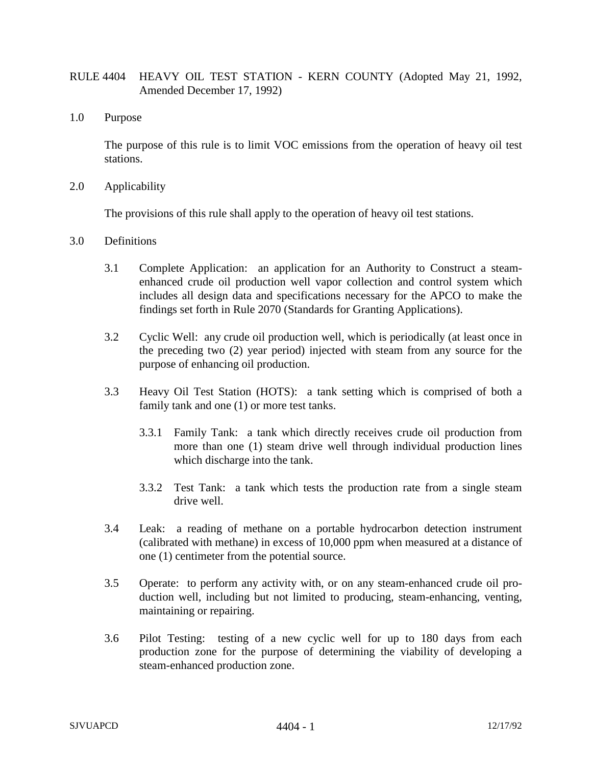# RULE 4404 HEAVY OIL TEST STATION - KERN COUNTY (Adopted May 21, 1992, Amended December 17, 1992)

## 1.0 Purpose

The purpose of this rule is to limit VOC emissions from the operation of heavy oil test stations.

## 2.0 Applicability

The provisions of this rule shall apply to the operation of heavy oil test stations.

## 3.0 Definitions

3.1 Complete Application: an application for an Authority to Construct a steam-enhanced crude oil production well vapor collection and control system which includes all design data and specifications necessary for the APCO to make the findings set forth in Rule 2070 (Standards for Granting Applications).

3.2 Cyclic Well: any crude oil production well, which is periodically (at least once in the preceding two (2) year period) injected with steam from any source for the purpose of enhancing oil production.

3.3 Heavy Oil Test Station (HOTS): a tank setting which is comprised of both a family tank and one (1) or more test tanks.

3.3.1 Family Tank: a tank which directly receives crude oil production from more than one (1) steam drive well through individual production lines which discharge into the tank.

3.3.2 Test Tank: a tank which tests the production rate from a single steam drive well.

3.4 Leak: a reading of methane on a portable hydrocarbon detection instrument (calibrated with methane) in excess of 10,000 ppm when measured at a distance of one (1) centimeter from the potential source.

3.5 Operate: to perform any activity with, or on any steam-enhanced crude oil production well, including but not limited to producing, steam-enhancing, venting, maintaining or repairing.

3.6 Pilot Testing: testing of a new cyclic well for up to 180 days from each production zone for the purpose of determining the viability of developing a steam-enhanced production zone.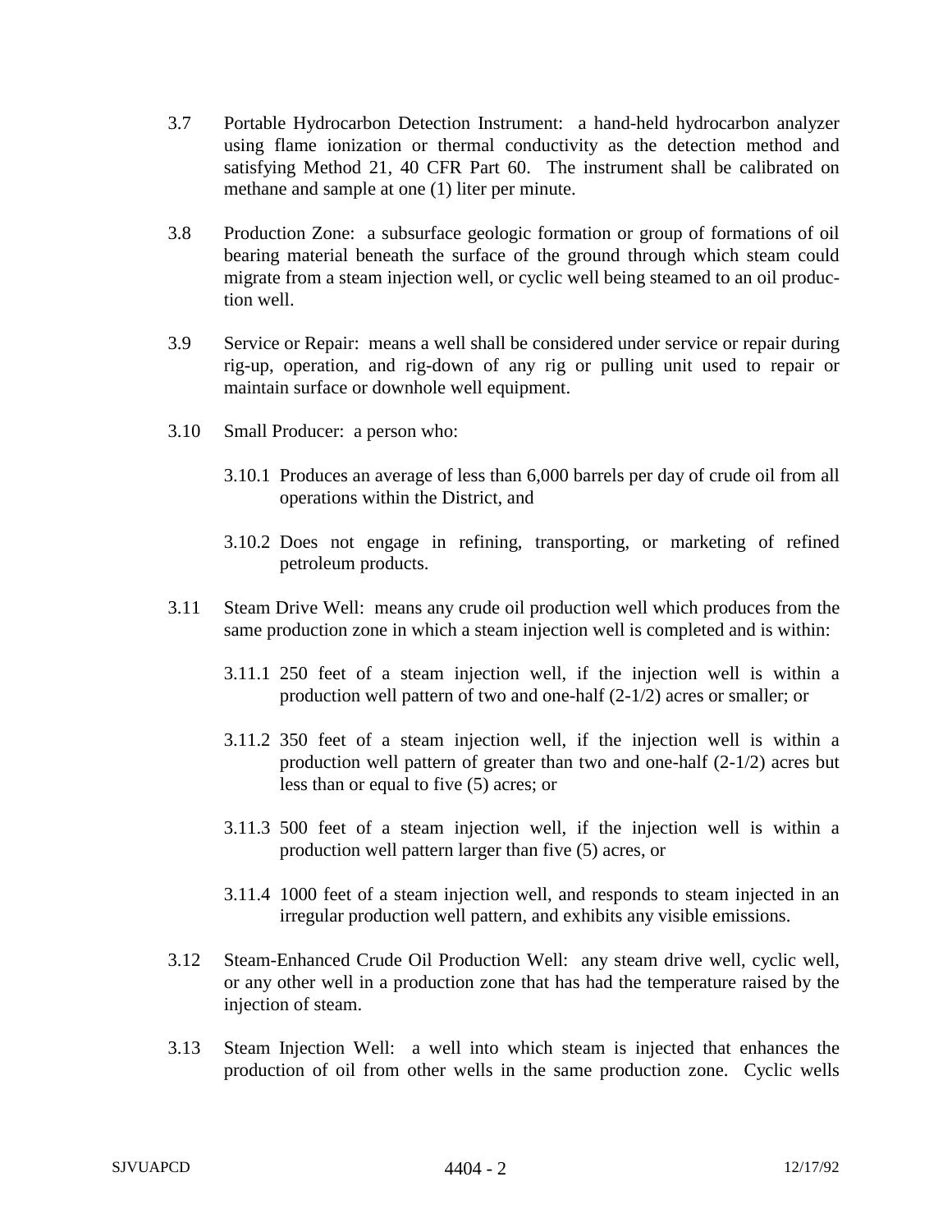3.7 Portable Hydrocarbon Detection Instrument: a hand-held hydrocarbon analyzer using flame ionization or thermal conductivity as the detection method and satisfying Method 21, 40 CFR Part 60. The instrument shall be calibrated on methane and sample at one (1) liter per minute.

3.8 Production Zone: a subsurface geologic formation or group of formations of oil bearing material beneath the surface of the ground through which steam could migrate from a steam injection well, or cyclic well being steamed to an oil production well.

3.9 Service or Repair: means a well shall be considered under service or repair during rig-up, operation, and rig-down of any rig or pulling unit used to repair or maintain surface or downhole well equipment.

3.10 Small Producer: a person who:

 3.10.1 Produces an average of less than 6,000 barrels per day of crude oil from all operations within the District, and

 3.10.2 Does not engage in refining, transporting, or marketing of refined petroleum products.

3.11 Steam Drive Well: means any crude oil production well which produces from the same production zone in which a steam injection well is completed and is within:

 3.11.1 250 feet of a steam injection well, if the injection well is within a production well pattern of two and one-half (2-1/2) acres or smaller; or

 3.11.2 350 feet of a steam injection well, if the injection well is within a production well pattern of greater than two and one-half (2-1/2) acres but less than or equal to five (5) acres; or

 3.11.3 500 feet of a steam injection well, if the injection well is within a production well pattern larger than five (5) acres, or

 3.11.4 1000 feet of a steam injection well, and responds to steam injected in an irregular production well pattern, and exhibits any visible emissions.

3.12 Steam-Enhanced Crude Oil Production Well: any steam drive well, cyclic well, or any other well in a production zone that has had the temperature raised by the injection of steam.

3.13 Steam Injection Well: a well into which steam is injected that enhances the production of oil from other wells in the same production zone. Cyclic wells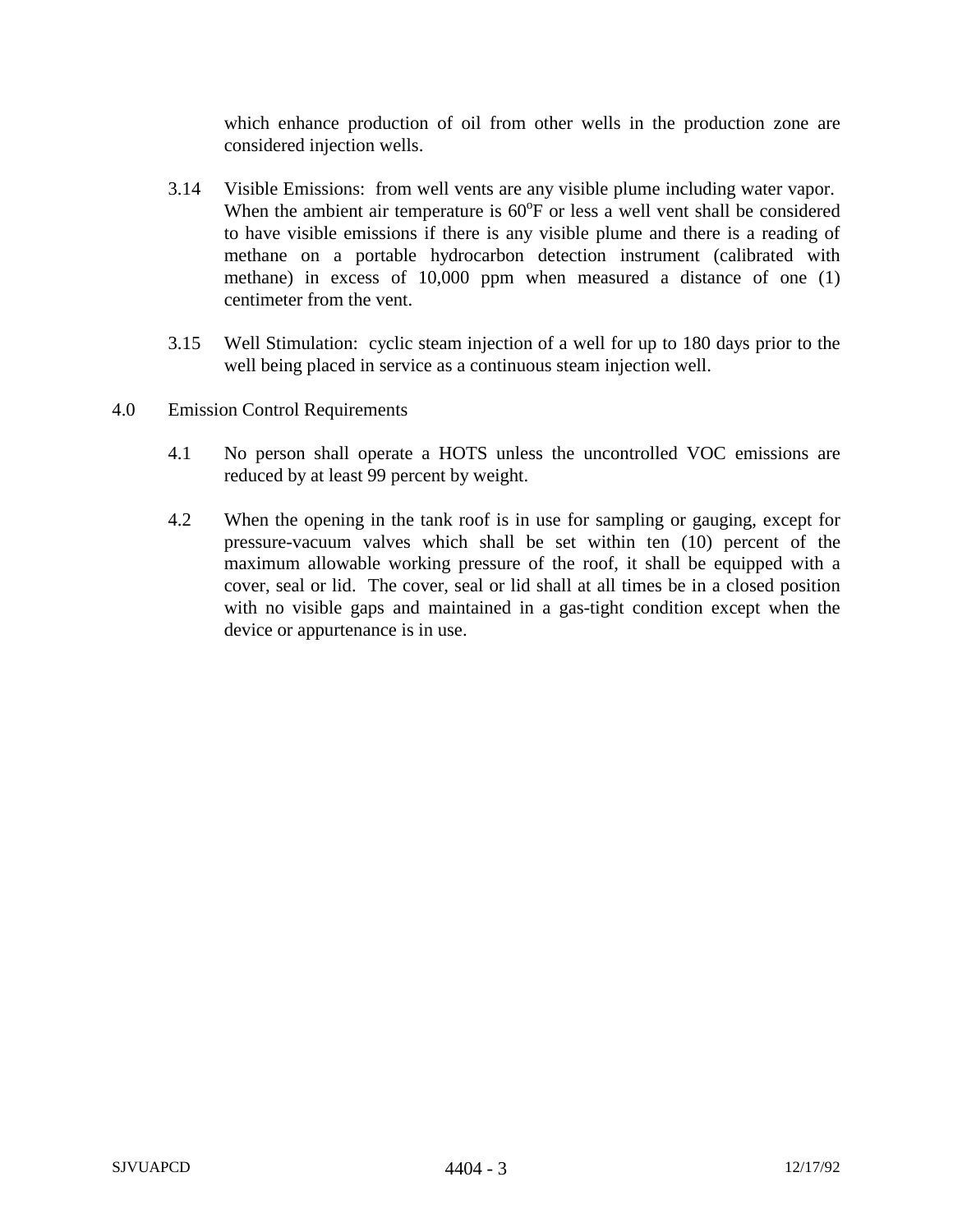which enhance production of oil from other wells in the production zone are considered injection wells.

3.14 Visible Emissions: from well vents are any visible plume including water vapor. When the ambient air temperature is 60$^{o}$F or less a well vent shall be considered to have visible emissions if there is any visible plume and there is a reading of methane on a portable hydrocarbon detection instrument (calibrated with methane) in excess of 10,000 ppm when measured a distance of one (1) centimeter from the vent.

3.15 Well Stimulation: cyclic steam injection of a well for up to 180 days prior to the well being placed in service as a continuous steam injection well.

## 4.0 Emission Control Requirements

4.1 No person shall operate a HOTS unless the uncontrolled VOC emissions are reduced by at least 99 percent by weight.

4.2 When the opening in the tank roof is in use for sampling or gauging, except for pressure-vacuum valves which shall be set within ten (10) percent of the maximum allowable working pressure of the roof, it shall be equipped with a cover, seal or lid. The cover, seal or lid shall at all times be in a closed position with no visible gaps and maintained in a gas-tight condition except when the device or appurtenance is in use.